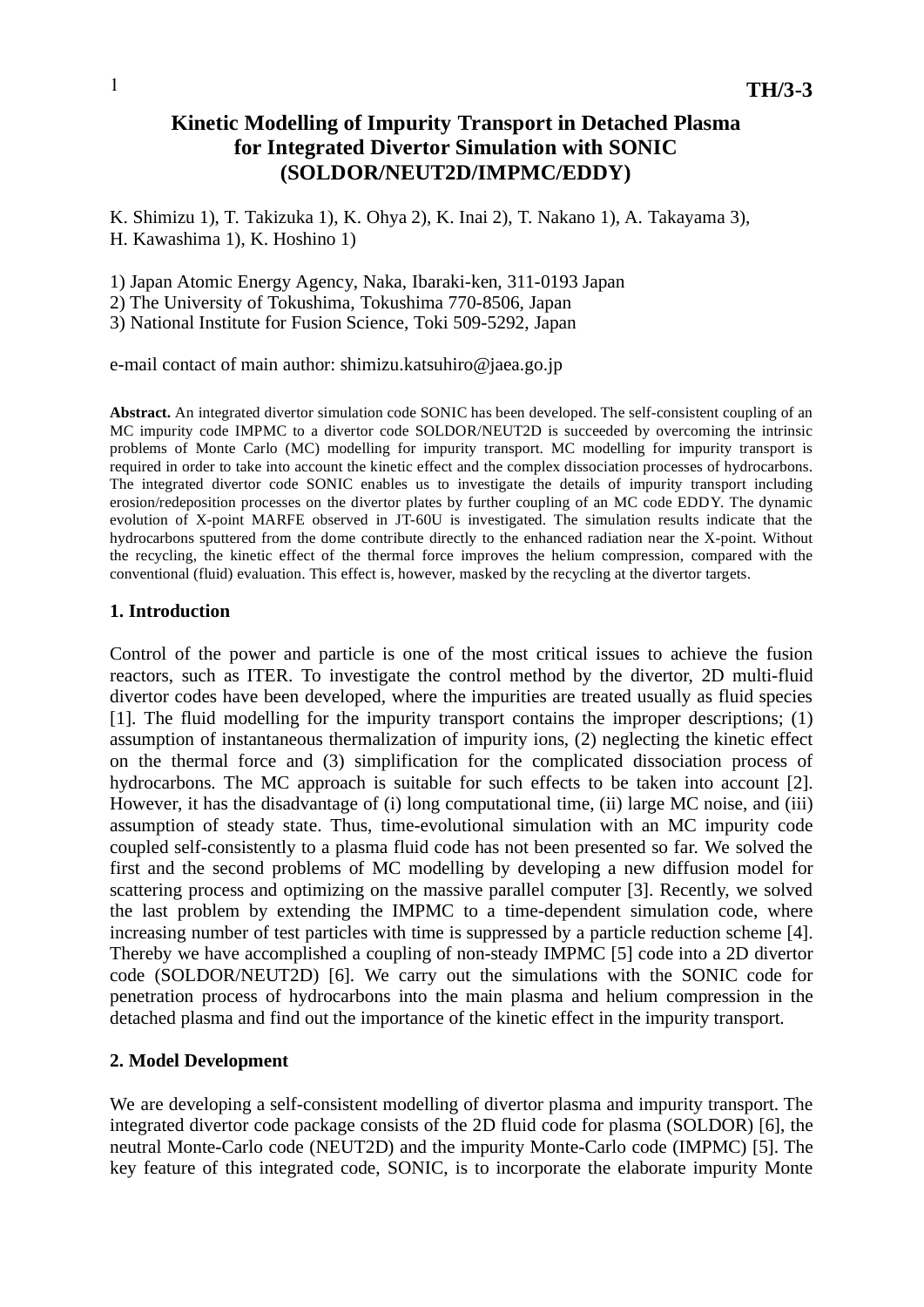# Kinetic Modelling of Impurity Transport in Detached Plasma for Integrated Divertor Simulation with SONIC (SOLDOR/NEUT2D/IMPMC/EDDY)

K. Shimizu 1), T. Takizuka 1), K. Ohya 2), K. Inai 2), T. Nakano 1), A. Takayama 3), H. Kawashima 1), K. Hoshino 1)

1) Japan Atomic Energy Agency, Naka, Ibaraki-ken, 311-0193 Japan
2) The University of Tokushima, Tokushima 770-8506, Japan
3) National Institute for Fusion Science, Toki 509-5292, Japan

e-mail contact of main author: shimizu.katsuhiro@jaea.go.jp

**Abstract.** An integrated divertor simulation code SONIC has been developed. The self-consistent coupling of an MC impurity code IMPMC to a divertor code SOLDOR/NEUT2D is succeeded by overcoming the intrinsic problems of Monte Carlo (MC) modelling for impurity transport. MC modelling for impurity transport is required in order to take into account the kinetic effect and the complex dissociation processes of hydrocarbons. The integrated divertor code SONIC enables us to investigate the details of impurity transport including erosion/redeposition processes on the divertor plates by further coupling of an MC code EDDY. The dynamic evolution of X-point MARFE observed in JT-60U is investigated. The simulation results indicate that the hydrocarbons sputtered from the dome contribute directly to the enhanced radiation near the X-point. Without the recycling, the kinetic effect of the thermal force improves the helium compression, compared with the conventional (fluid) evaluation. This effect is, however, masked by the recycling at the divertor targets.

## 1. Introduction

Control of the power and particle is one of the most critical issues to achieve the fusion reactors, such as ITER. To investigate the control method by the divertor, 2D multi-fluid divertor codes have been developed, where the impurities are treated usually as fluid species [1]. The fluid modelling for the impurity transport contains the improper descriptions; (1) assumption of instantaneous thermalization of impurity ions, (2) neglecting the kinetic effect on the thermal force and (3) simplification for the complicated dissociation process of hydrocarbons. The MC approach is suitable for such effects to be taken into account [2]. However, it has the disadvantage of (i) long computational time, (ii) large MC noise, and (iii) assumption of steady state. Thus, time-evolutional simulation with an MC impurity code coupled self-consistently to a plasma fluid code has not been presented so far. We solved the first and the second problems of MC modelling by developing a new diffusion model for scattering process and optimizing on the massive parallel computer [3]. Recently, we solved the last problem by extending the IMPMC to a time-dependent simulation code, where increasing number of test particles with time is suppressed by a particle reduction scheme [4]. Thereby we have accomplished a coupling of non-steady IMPMC [5] code into a 2D divertor code (SOLDOR/NEUT2D) [6]. We carry out the simulations with the SONIC code for penetration process of hydrocarbons into the main plasma and helium compression in the detached plasma and find out the importance of the kinetic effect in the impurity transport.

## 2. Model Development

We are developing a self-consistent modelling of divertor plasma and impurity transport. The integrated divertor code package consists of the 2D fluid code for plasma (SOLDOR) [6], the neutral Monte-Carlo code (NEUT2D) and the impurity Monte-Carlo code (IMPMC) [5]. The key feature of this integrated code, SONIC, is to incorporate the elaborate impurity Monte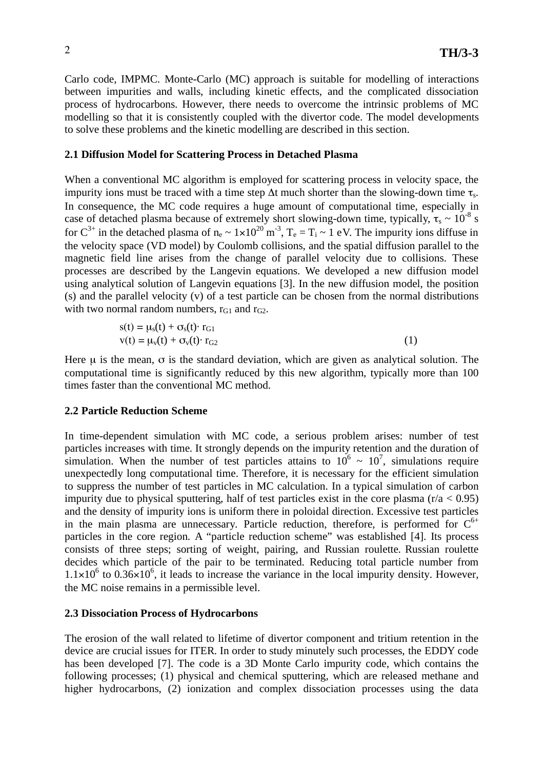Carlo code, IMPMC. Monte-Carlo (MC) approach is suitable for modelling of interactions between impurities and walls, including kinetic effects, and the complicated dissociation process of hydrocarbons. However, there needs to overcome the intrinsic problems of MC modelling so that it is consistently coupled with the divertor code. The model developments to solve these problems and the kinetic modelling are described in this section.

### 2.1 Diffusion Model for Scattering Process in Detached Plasma

When a conventional MC algorithm is employed for scattering process in velocity space, the impurity ions must be traced with a time step $\Delta t$ much shorter than the slowing-down time $\tau_s$. In consequence, the MC code requires a huge amount of computational time, especially in case of detached plasma because of extremely short slowing-down time, typically, $\tau_s \sim 10^{-8}$ s for $C^{3+}$ in the detached plasma of $n_e \sim 1{\times}10^{20}$ m$^{-3}$, $T_e = T_i \sim 1$ eV. The impurity ions diffuse in the velocity space (VD model) by Coulomb collisions, and the spatial diffusion parallel to the magnetic field line arises from the change of parallel velocity due to collisions. These processes are described by the Langevin equations. We developed a new diffusion model using analytical solution of Langevin equations [3]. In the new diffusion model, the position (s) and the parallel velocity (v) of a test particle can be chosen from the normal distributions with two normal random numbers, $r_{G1}$ and $r_{G2}$.

$$s(t) = \mu_s(t) + \sigma_s(t) \cdot r_{G1}$$
$$v(t) = \mu_v(t) + \sigma_v(t) \cdot r_{G2} \qquad (1)$$

Here $\mu$ is the mean, $\sigma$ is the standard deviation, which are given as analytical solution. The computational time is significantly reduced by this new algorithm, typically more than 100 times faster than the conventional MC method.

### 2.2 Particle Reduction Scheme

In time-dependent simulation with MC code, a serious problem arises: number of test particles increases with time. It strongly depends on the impurity retention and the duration of simulation. When the number of test particles attains to $10^6 \sim 10^7$, simulations require unexpectedly long computational time. Therefore, it is necessary for the efficient simulation to suppress the number of test particles in MC calculation. In a typical simulation of carbon impurity due to physical sputtering, half of test particles exist in the core plasma ($r/a < 0.95$) and the density of impurity ions is uniform there in poloidal direction. Excessive test particles in the main plasma are unnecessary. Particle reduction, therefore, is performed for $C^{6+}$ particles in the core region. A "particle reduction scheme" was established [4]. Its process consists of three steps; sorting of weight, pairing, and Russian roulette. Russian roulette decides which particle of the pair to be terminated. Reducing total particle number from $1.1{\times}10^6$ to $0.36{\times}10^6$, it leads to increase the variance in the local impurity density. However, the MC noise remains in a permissible level.

### 2.3 Dissociation Process of Hydrocarbons

The erosion of the wall related to lifetime of divertor component and tritium retention in the device are crucial issues for ITER. In order to study minutely such processes, the EDDY code has been developed [7]. The code is a 3D Monte Carlo impurity code, which contains the following processes; (1) physical and chemical sputtering, which are released methane and higher hydrocarbons, (2) ionization and complex dissociation processes using the data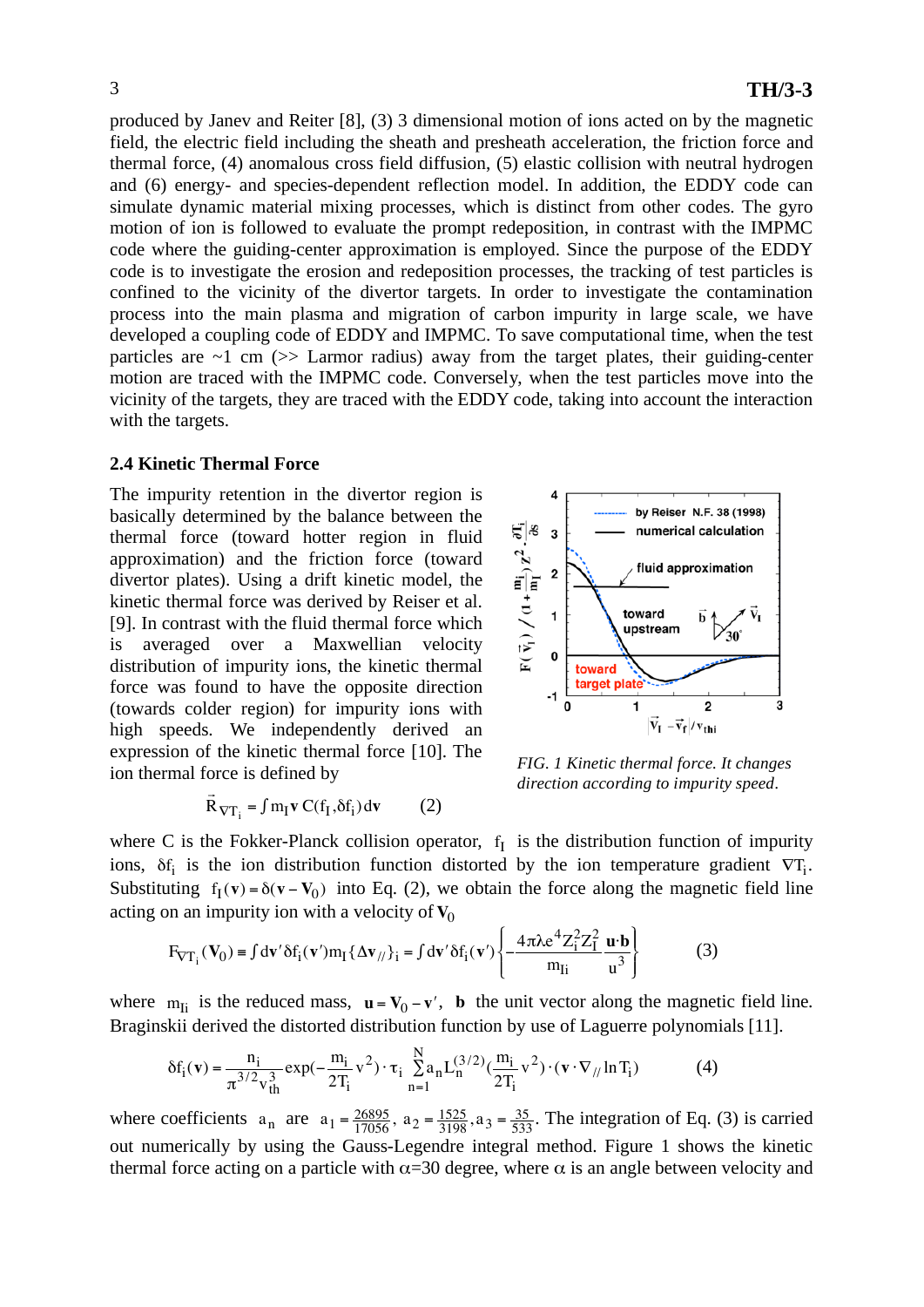produced by Janev and Reiter [8], (3) 3 dimensional motion of ions acted on by the magnetic field, the electric field including the sheath and presheath acceleration, the friction force and thermal force, (4) anomalous cross field diffusion, (5) elastic collision with neutral hydrogen and (6) energy- and species-dependent reflection model. In addition, the EDDY code can simulate dynamic material mixing processes, which is distinct from other codes. The gyro motion of ion is followed to evaluate the prompt redeposition, in contrast with the IMPMC code where the guiding-center approximation is employed. Since the purpose of the EDDY code is to investigate the erosion and redeposition processes, the tracking of test particles is confined to the vicinity of the divertor targets. In order to investigate the contamination process into the main plasma and migration of carbon impurity in large scale, we have developed a coupling code of EDDY and IMPMC. To save computational time, when the test particles are ~1 cm (>> Larmor radius) away from the target plates, their guiding-center motion are traced with the IMPMC code. Conversely, when the test particles move into the vicinity of the targets, they are traced with the EDDY code, taking into account the interaction with the targets.

### 2.4 Kinetic Thermal Force

The impurity retention in the divertor region is basically determined by the balance between the thermal force (toward hotter region in fluid approximation) and the friction force (toward divertor plates). Using a drift kinetic model, the kinetic thermal force was derived by Reiser et al. [9]. In contrast with the fluid thermal force which is averaged over a Maxwellian velocity distribution of impurity ions, the kinetic thermal force was found to have the opposite direction (towards colder region) for impurity ions with high speeds. We independently derived an expression of the kinetic thermal force [10]. The ion thermal force is defined by

*FIG. 1 Kinetic thermal force. It changes direction according to impurity speed.*

$$\vec{R}_{\nabla T_i} = \int m_I \mathbf{v}\, C(f_I, \delta f_i)\, d\mathbf{v} \qquad (2)$$

where C is the Fokker-Planck collision operator, $f_I$ is the distribution function of impurity ions, $\delta f_i$ is the ion distribution function distorted by the ion temperature gradient $\nabla T_i$. Substituting $f_I(\mathbf{v}) = \delta(\mathbf{v} - \mathbf{V}_0)$ into Eq. (2), we obtain the force along the magnetic field line acting on an impurity ion with a velocity of $\mathbf{V}_0$

$$F_{\nabla T_i}(\mathbf{V}_0) \equiv \int d\mathbf{v}'\delta f_i(\mathbf{v}') m_I \{\Delta \mathbf{v}_{//}\}_i = \int d\mathbf{v}'\delta f_i(\mathbf{v}')\left\{-\frac{4\pi\lambda e^4 Z_i^2 Z_I^2}{m_{Ii}} \frac{\mathbf{u}\cdot\mathbf{b}}{u^3}\right\} \qquad (3)$$

where $m_{Ii}$ is the reduced mass, $\mathbf{u} = \mathbf{V}_0 - \mathbf{v}'$, $\mathbf{b}$ the unit vector along the magnetic field line. Braginskii derived the distorted distribution function by use of Laguerre polynomials [11].

$$\delta f_i(\mathbf{v}) = \frac{n_i}{\pi^{3/2} v_{th}^3} \exp\left(-\frac{m_i}{2T_i} v^2\right) \cdot \tau_i \sum_{n=1}^{N} a_n L_n^{(3/2)}\left(\frac{m_i}{2T_i} v^2\right) \cdot (\mathbf{v} \cdot \nabla_{//} \ln T_i) \qquad (4)$$

where coefficients $a_n$ are $a_1 = \frac{26895}{17056}$, $a_2 = \frac{1525}{3198}$, $a_3 = \frac{35}{533}$. The integration of Eq. (3) is carried out numerically by using the Gauss-Legendre integral method. Figure 1 shows the kinetic thermal force acting on a particle with $\alpha$=30 degree, where $\alpha$ is an angle between velocity and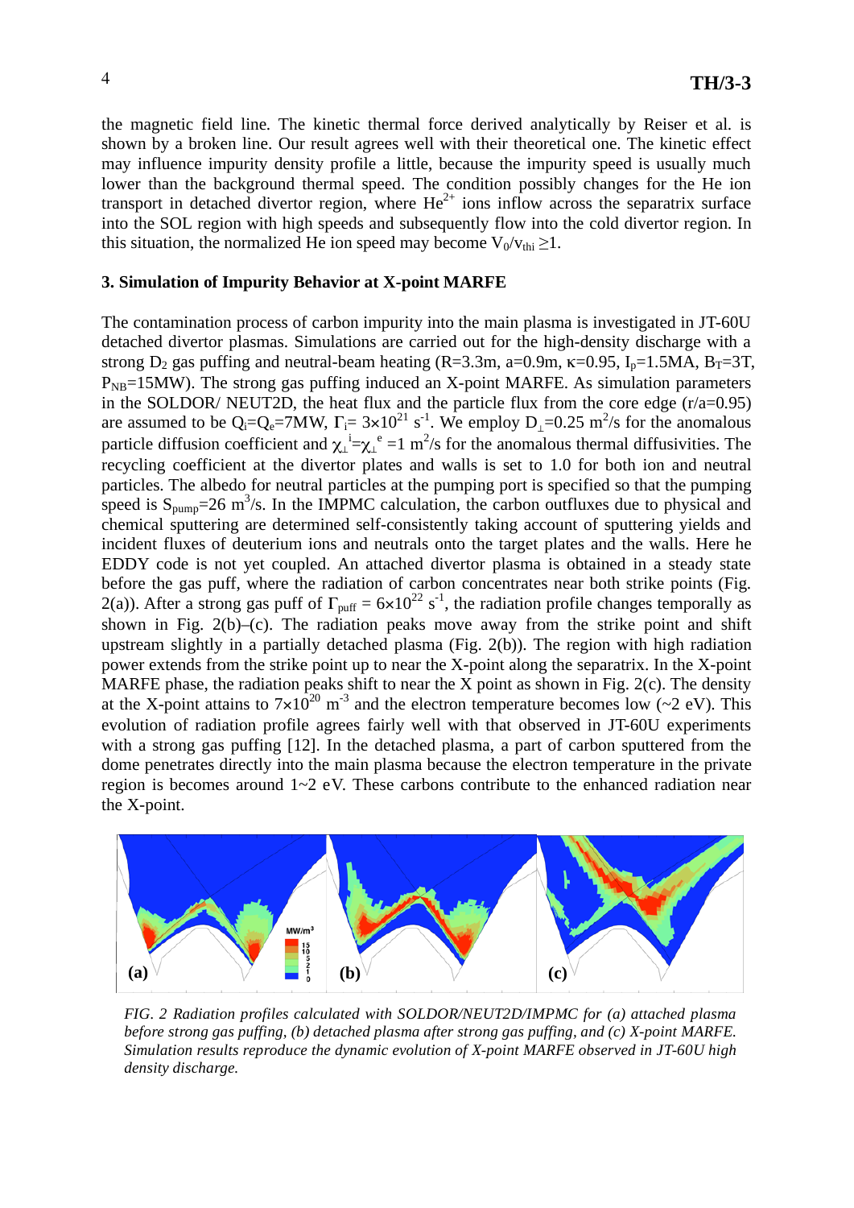the magnetic field line. The kinetic thermal force derived analytically by Reiser et al. is shown by a broken line. Our result agrees well with their theoretical one. The kinetic effect may influence impurity density profile a little, because the impurity speed is usually much lower than the background thermal speed. The condition possibly changes for the He ion transport in detached divertor region, where $He^{2+}$ ions inflow across the separatrix surface into the SOL region with high speeds and subsequently flow into the cold divertor region. In this situation, the normalized He ion speed may become $V_0/v_{thi} \geq 1$.

### 3. Simulation of Impurity Behavior at X-point MARFE

The contamination process of carbon impurity into the main plasma is investigated in JT-60U detached divertor plasmas. Simulations are carried out for the high-density discharge with a strong $D_2$ gas puffing and neutral-beam heating (R=3.3m, a=0.9m, $\kappa$=0.95, $I_p$=1.5MA, $B_T$=3T, $P_{NB}$=15MW). The strong gas puffing induced an X-point MARFE. As simulation parameters in the SOLDOR/ NEUT2D, the heat flux and the particle flux from the core edge (r/a=0.95) are assumed to be $Q_i$=$Q_e$=7MW, $\Gamma_i$= $3\times10^{21}$ $s^{-1}$. We employ $D_\perp$=0.25 $m^2$/s for the anomalous particle diffusion coefficient and $\chi_\perp^i$=$\chi_\perp^e$ =1 $m^2$/s for the anomalous thermal diffusivities. The recycling coefficient at the divertor plates and walls is set to 1.0 for both ion and neutral particles. The albedo for neutral particles at the pumping port is specified so that the pumping speed is $S_{pump}$=26 $m^3$/s. In the IMPMC calculation, the carbon outfluxes due to physical and chemical sputtering are determined self-consistently taking account of sputtering yields and incident fluxes of deuterium ions and neutrals onto the target plates and the walls. Here he EDDY code is not yet coupled. An attached divertor plasma is obtained in a steady state before the gas puff, where the radiation of carbon concentrates near both strike points (Fig. 2(a)). After a strong gas puff of $\Gamma_{puff}$ = $6\times10^{22}$ $s^{-1}$, the radiation profile changes temporally as shown in Fig. 2(b)–(c). The radiation peaks move away from the strike point and shift upstream slightly in a partially detached plasma (Fig. 2(b)). The region with high radiation power extends from the strike point up to near the X-point along the separatrix. In the X-point MARFE phase, the radiation peaks shift to near the X point as shown in Fig. 2(c). The density at the X-point attains to $7\times10^{20}$ $m^{-3}$ and the electron temperature becomes low (~2 eV). This evolution of radiation profile agrees fairly well with that observed in JT-60U experiments with a strong gas puffing [12]. In the detached plasma, a part of carbon sputtered from the dome penetrates directly into the main plasma because the electron temperature in the private region is becomes around 1~2 eV. These carbons contribute to the enhanced radiation near the X-point.

*FIG. 2 Radiation profiles calculated with SOLDOR/NEUT2D/IMPMC for (a) attached plasma before strong gas puffing, (b) detached plasma after strong gas puffing, and (c) X-point MARFE. Simulation results reproduce the dynamic evolution of X-point MARFE observed in JT-60U high density discharge.*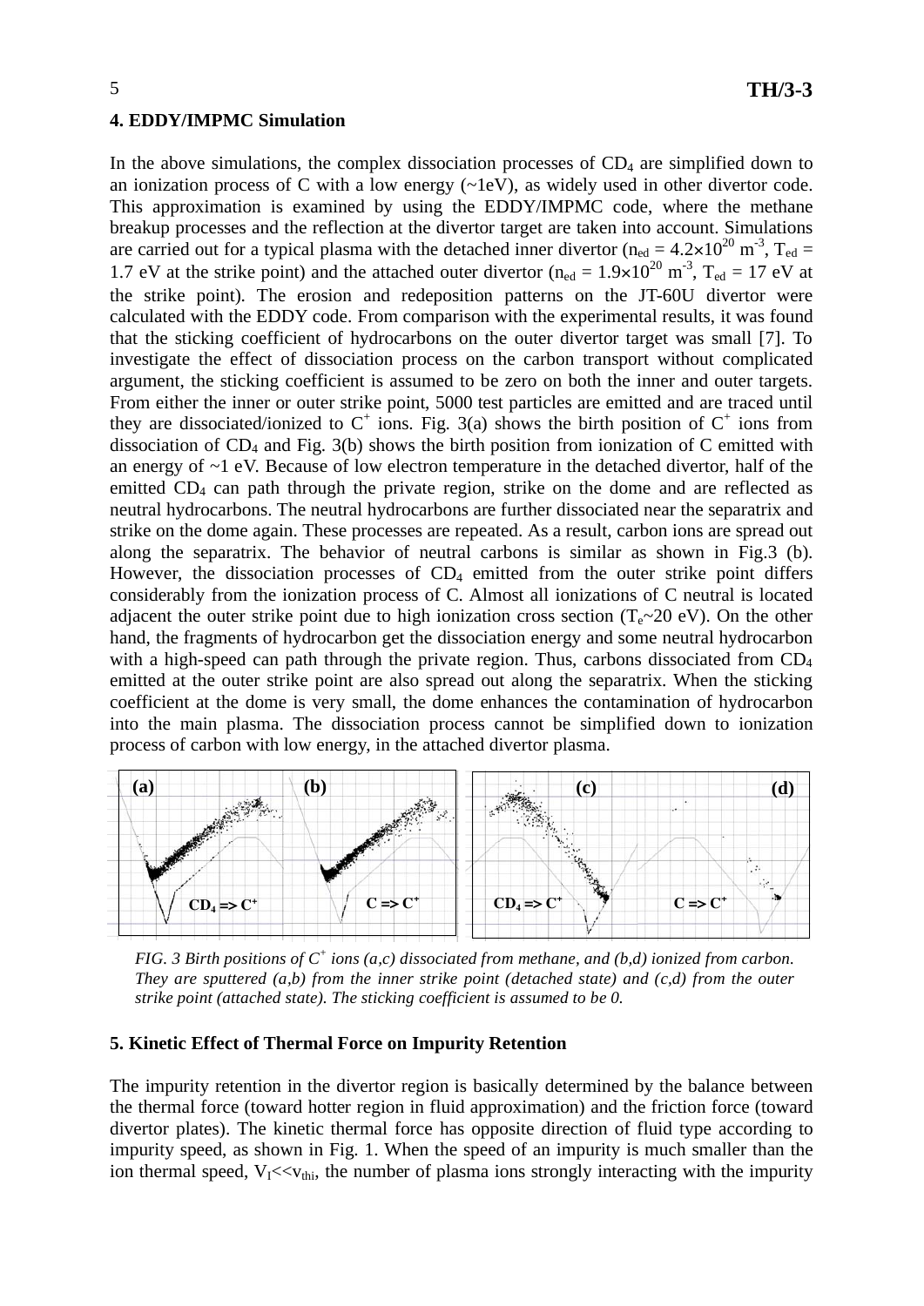## 4. EDDY/IMPMC Simulation

In the above simulations, the complex dissociation processes of $CD_4$ are simplified down to an ionization process of C with a low energy (~1eV), as widely used in other divertor code. This approximation is examined by using the EDDY/IMPMC code, where the methane breakup processes and the reflection at the divertor target are taken into account. Simulations are carried out for a typical plasma with the detached inner divertor ($n_{ed} = 4.2\times10^{20}$ m$^{-3}$, $T_{ed}$ = 1.7 eV at the strike point) and the attached outer divertor ($n_{ed} = 1.9\times10^{20}$ m$^{-3}$, $T_{ed}$ = 17 eV at the strike point). The erosion and redeposition patterns on the JT-60U divertor were calculated with the EDDY code. From comparison with the experimental results, it was found that the sticking coefficient of hydrocarbons on the outer divertor target was small [7]. To investigate the effect of dissociation process on the carbon transport without complicated argument, the sticking coefficient is assumed to be zero on both the inner and outer targets. From either the inner or outer strike point, 5000 test particles are emitted and are traced until they are dissociated/ionized to $C^+$ ions. Fig. 3(a) shows the birth position of $C^+$ ions from dissociation of $CD_4$ and Fig. 3(b) shows the birth position from ionization of C emitted with an energy of ~1 eV. Because of low electron temperature in the detached divertor, half of the emitted $CD_4$ can path through the private region, strike on the dome and are reflected as neutral hydrocarbons. The neutral hydrocarbons are further dissociated near the separatrix and strike on the dome again. These processes are repeated. As a result, carbon ions are spread out along the separatrix. The behavior of neutral carbons is similar as shown in Fig.3 (b). However, the dissociation processes of $CD_4$ emitted from the outer strike point differs considerably from the ionization process of C. Almost all ionizations of C neutral is located adjacent the outer strike point due to high ionization cross section ($T_e$~20 eV). On the other hand, the fragments of hydrocarbon get the dissociation energy and some neutral hydrocarbon with a high-speed can path through the private region. Thus, carbons dissociated from $CD_4$ emitted at the outer strike point are also spread out along the separatrix. When the sticking coefficient at the dome is very small, the dome enhances the contamination of hydrocarbon into the main plasma. The dissociation process cannot be simplified down to ionization process of carbon with low energy, in the attached divertor plasma.

*FIG. 3 Birth positions of $C^+$ ions (a,c) dissociated from methane, and (b,d) ionized from carbon. They are sputtered (a,b) from the inner strike point (detached state) and (c,d) from the outer strike point (attached state). The sticking coefficient is assumed to be 0.*

## 5. Kinetic Effect of Thermal Force on Impurity Retention

The impurity retention in the divertor region is basically determined by the balance between the thermal force (toward hotter region in fluid approximation) and the friction force (toward divertor plates). The kinetic thermal force has opposite direction of fluid type according to impurity speed, as shown in Fig. 1. When the speed of an impurity is much smaller than the ion thermal speed, $V_I << v_{thi}$, the number of plasma ions strongly interacting with the impurity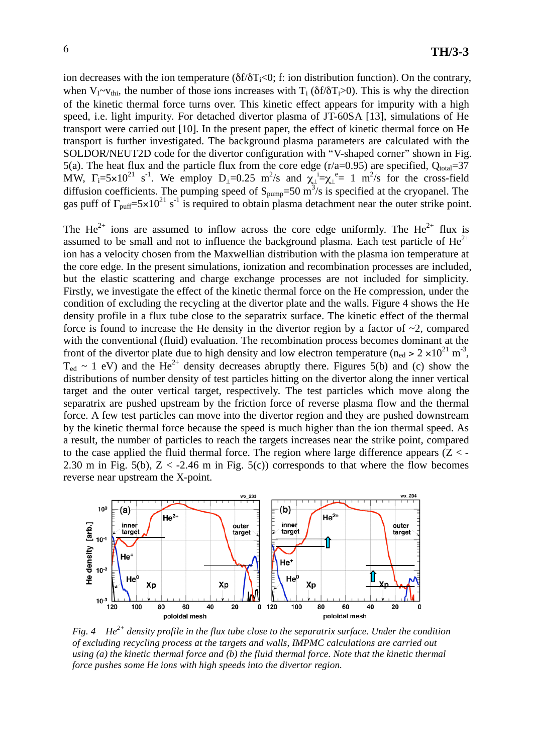ion decreases with the ion temperature ($\delta f/\delta T_i<0$; f: ion distribution function). On the contrary, when $V_I \sim v_{thi}$, the number of those ions increases with $T_i$ ($\delta f/\delta T_i>0$). This is why the direction of the kinetic thermal force turns over. This kinetic effect appears for impurity with a high speed, i.e. light impurity. For detached divertor plasma of JT-60SA [13], simulations of He transport were carried out [10]. In the present paper, the effect of kinetic thermal force on He transport is further investigated. The background plasma parameters are calculated with the SOLDOR/NEUT2D code for the divertor configuration with "V-shaped corner" shown in Fig. 5(a). The heat flux and the particle flux from the core edge (r/a=0.95) are specified, $Q_{total}$=37 MW, $\Gamma_i=5\times10^{21}$ $s^{-1}$. We employ $D_\perp$=0.25 $m^2/s$ and $\chi_\perp^i=\chi_\perp^e$= 1 $m^2/s$ for the cross-field diffusion coefficients. The pumping speed of $S_{pump}$=50 $m^3/s$ is specified at the cryopanel. The gas puff of $\Gamma_{puff}=5\times10^{21}$ $s^{-1}$ is required to obtain plasma detachment near the outer strike point.

The $He^{2+}$ ions are assumed to inflow across the core edge uniformly. The $He^{2+}$ flux is assumed to be small and not to influence the background plasma. Each test particle of $He^{2+}$ ion has a velocity chosen from the Maxwellian distribution with the plasma ion temperature at the core edge. In the present simulations, ionization and recombination processes are included, but the elastic scattering and charge exchange processes are not included for simplicity. Firstly, we investigate the effect of the kinetic thermal force on the He compression, under the condition of excluding the recycling at the divertor plate and the walls. Figure 4 shows the He density profile in a flux tube close to the separatrix surface. The kinetic effect of the thermal force is found to increase the He density in the divertor region by a factor of ~2, compared with the conventional (fluid) evaluation. The recombination process becomes dominant at the front of the divertor plate due to high density and low electron temperature ($n_{ed} > 2\times10^{21}$ $m^{-3}$, $T_{ed}$ ~ 1 eV) and the $He^{2+}$ density decreases abruptly there. Figures 5(b) and (c) show the distributions of number density of test particles hitting on the divertor along the inner vertical target and the outer vertical target, respectively. The test particles which move along the separatrix are pushed upstream by the friction force of reverse plasma flow and the thermal force. A few test particles can move into the divertor region and they are pushed downstream by the kinetic thermal force because the speed is much higher than the ion thermal speed. As a result, the number of particles to reach the targets increases near the strike point, compared to the case applied the fluid thermal force. The region where large difference appears (Z < -2.30 m in Fig. 5(b), Z < -2.46 m in Fig. 5(c)) corresponds to that where the flow becomes reverse near upstream the X-point.

*Fig. 4 $He^{2+}$ density profile in the flux tube close to the separatrix surface. Under the condition of excluding recycling process at the targets and walls, IMPMC calculations are carried out using (a) the kinetic thermal force and (b) the fluid thermal force. Note that the kinetic thermal force pushes some He ions with high speeds into the divertor region.*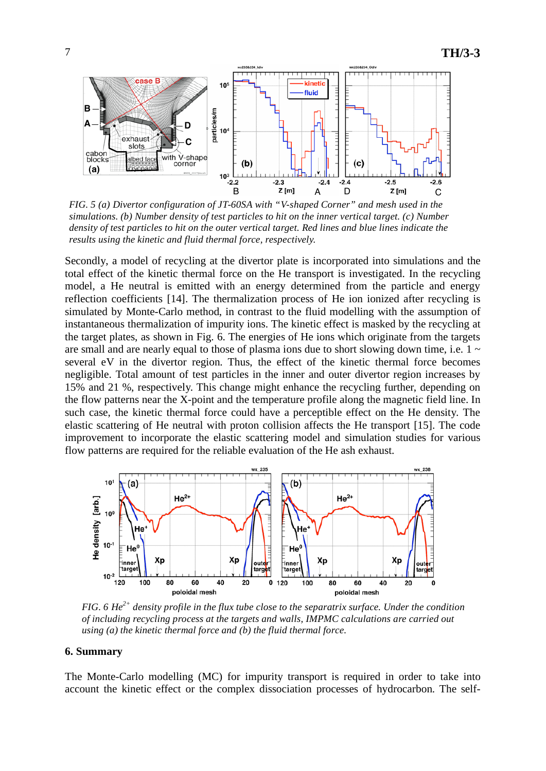*FIG. 5 (a) Divertor configuration of JT-60SA with "V-shaped Corner" and mesh used in the simulations. (b) Number density of test particles to hit on the inner vertical target. (c) Number density of test particles to hit on the outer vertical target. Red lines and blue lines indicate the results using the kinetic and fluid thermal force, respectively.*

Secondly, a model of recycling at the divertor plate is incorporated into simulations and the total effect of the kinetic thermal force on the He transport is investigated. In the recycling model, a He neutral is emitted with an energy determined from the particle and energy reflection coefficients [14]. The thermalization process of He ion ionized after recycling is simulated by Monte-Carlo method, in contrast to the fluid modelling with the assumption of instantaneous thermalization of impurity ions. The kinetic effect is masked by the recycling at the target plates, as shown in Fig. 6. The energies of He ions which originate from the targets are small and are nearly equal to those of plasma ions due to short slowing down time, i.e. 1 ~ several eV in the divertor region. Thus, the effect of the kinetic thermal force becomes negligible. Total amount of test particles in the inner and outer divertor region increases by 15% and 21 %, respectively. This change might enhance the recycling further, depending on the flow patterns near the X-point and the temperature profile along the magnetic field line. In such case, the kinetic thermal force could have a perceptible effect on the He density. The elastic scattering of He neutral with proton collision affects the He transport [15]. The code improvement to incorporate the elastic scattering model and simulation studies for various flow patterns are required for the reliable evaluation of the He ash exhaust.

*FIG. 6 $He^{2+}$ density profile in the flux tube close to the separatrix surface. Under the condition of including recycling process at the targets and walls, IMPMC calculations are carried out using (a) the kinetic thermal force and (b) the fluid thermal force.*

## 6. Summary

The Monte-Carlo modelling (MC) for impurity transport is required in order to take into account the kinetic effect or the complex dissociation processes of hydrocarbon. The self-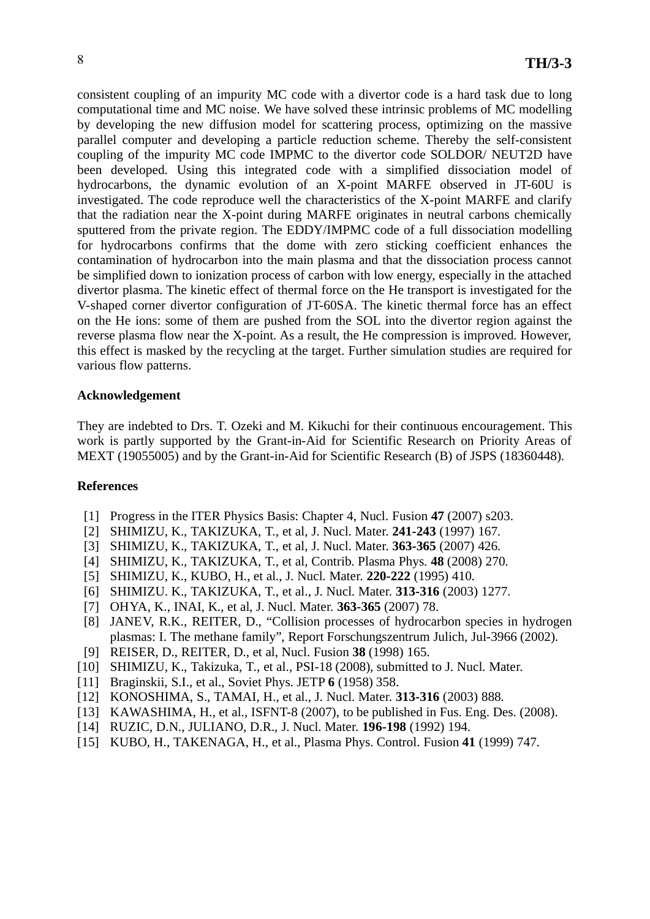consistent coupling of an impurity MC code with a divertor code is a hard task due to long computational time and MC noise. We have solved these intrinsic problems of MC modelling by developing the new diffusion model for scattering process, optimizing on the massive parallel computer and developing a particle reduction scheme. Thereby the self-consistent coupling of the impurity MC code IMPMC to the divertor code SOLDOR/ NEUT2D have been developed. Using this integrated code with a simplified dissociation model of hydrocarbons, the dynamic evolution of an X-point MARFE observed in JT-60U is investigated. The code reproduce well the characteristics of the X-point MARFE and clarify that the radiation near the X-point during MARFE originates in neutral carbons chemically sputtered from the private region. The EDDY/IMPMC code of a full dissociation modelling for hydrocarbons confirms that the dome with zero sticking coefficient enhances the contamination of hydrocarbon into the main plasma and that the dissociation process cannot be simplified down to ionization process of carbon with low energy, especially in the attached divertor plasma. The kinetic effect of thermal force on the He transport is investigated for the V-shaped corner divertor configuration of JT-60SA. The kinetic thermal force has an effect on the He ions: some of them are pushed from the SOL into the divertor region against the reverse plasma flow near the X-point. As a result, the He compression is improved. However, this effect is masked by the recycling at the target. Further simulation studies are required for various flow patterns.

**Acknowledgement**

They are indebted to Drs. T. Ozeki and M. Kikuchi for their continuous encouragement. This work is partly supported by the Grant-in-Aid for Scientific Research on Priority Areas of MEXT (19055005) and by the Grant-in-Aid for Scientific Research (B) of JSPS (18360448).

**References**

[1] Progress in the ITER Physics Basis: Chapter 4, Nucl. Fusion **47** (2007) s203.
[2] SHIMIZU, K., TAKIZUKA, T., et al, J. Nucl. Mater. **241-243** (1997) 167.
[3] SHIMIZU, K., TAKIZUKA, T., et al, J. Nucl. Mater. **363-365** (2007) 426.
[4] SHIMIZU, K., TAKIZUKA, T., et al, Contrib. Plasma Phys. **48** (2008) 270.
[5] SHIMIZU, K., KUBO, H., et al., J. Nucl. Mater. **220-222** (1995) 410.
[6] SHIMIZU. K., TAKIZUKA, T., et al., J. Nucl. Mater. **313-316** (2003) 1277.
[7] OHYA, K., INAI, K., et al, J. Nucl. Mater. **363-365** (2007) 78.
[8] JANEV, R.K., REITER, D., "Collision processes of hydrocarbon species in hydrogen plasmas: I. The methane family", Report Forschungszentrum Julich, Jul-3966 (2002).
[9] REISER, D., REITER, D., et al, Nucl. Fusion **38** (1998) 165.
[10] SHIMIZU, K., Takizuka, T., et al., PSI-18 (2008), submitted to J. Nucl. Mater.
[11] Braginskii, S.I., et al., Soviet Phys. JETP **6** (1958) 358.
[12] KONOSHIMA, S., TAMAI, H., et al., J. Nucl. Mater. **313-316** (2003) 888.
[13] KAWASHIMA, H., et al., ISFNT-8 (2007), to be published in Fus. Eng. Des. (2008).
[14] RUZIC, D.N., JULIANO, D.R., J. Nucl. Mater. **196-198** (1992) 194.
[15] KUBO, H., TAKENAGA, H., et al., Plasma Phys. Control. Fusion **41** (1999) 747.